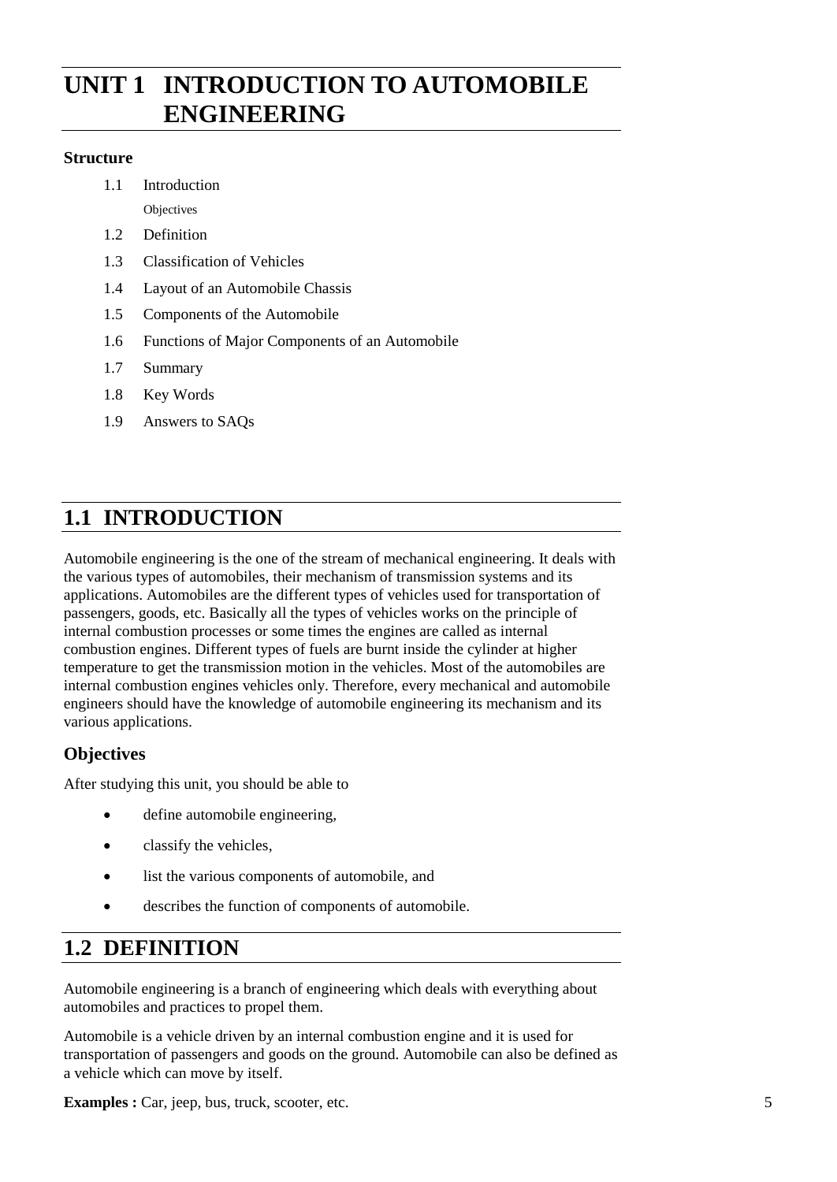# UNIT 1 INTRODUCTION TO AUTOMOBILE ENGINEERING

**Structure**

1.1 Introduction
  Objectives

1.2 Definition

1.3 Classification of Vehicles

1.4 Layout of an Automobile Chassis

1.5 Components of the Automobile

1.6 Functions of Major Components of an Automobile

1.7 Summary

1.8 Key Words

1.9 Answers to SAQs

## 1.1 INTRODUCTION

Automobile engineering is the one of the stream of mechanical engineering. It deals with the various types of automobiles, their mechanism of transmission systems and its applications. Automobiles are the different types of vehicles used for transportation of passengers, goods, etc. Basically all the types of vehicles works on the principle of internal combustion processes or some times the engines are called as internal combustion engines. Different types of fuels are burnt inside the cylinder at higher temperature to get the transmission motion in the vehicles. Most of the automobiles are internal combustion engines vehicles only. Therefore, every mechanical and automobile engineers should have the knowledge of automobile engineering its mechanism and its various applications.

### Objectives

After studying this unit, you should be able to

- define automobile engineering,
- classify the vehicles,
- list the various components of automobile, and
- describes the function of components of automobile.

## 1.2 DEFINITION

Automobile engineering is a branch of engineering which deals with everything about automobiles and practices to propel them.

Automobile is a vehicle driven by an internal combustion engine and it is used for transportation of passengers and goods on the ground. Automobile can also be defined as a vehicle which can move by itself.

**Examples :** Car, jeep, bus, truck, scooter, etc.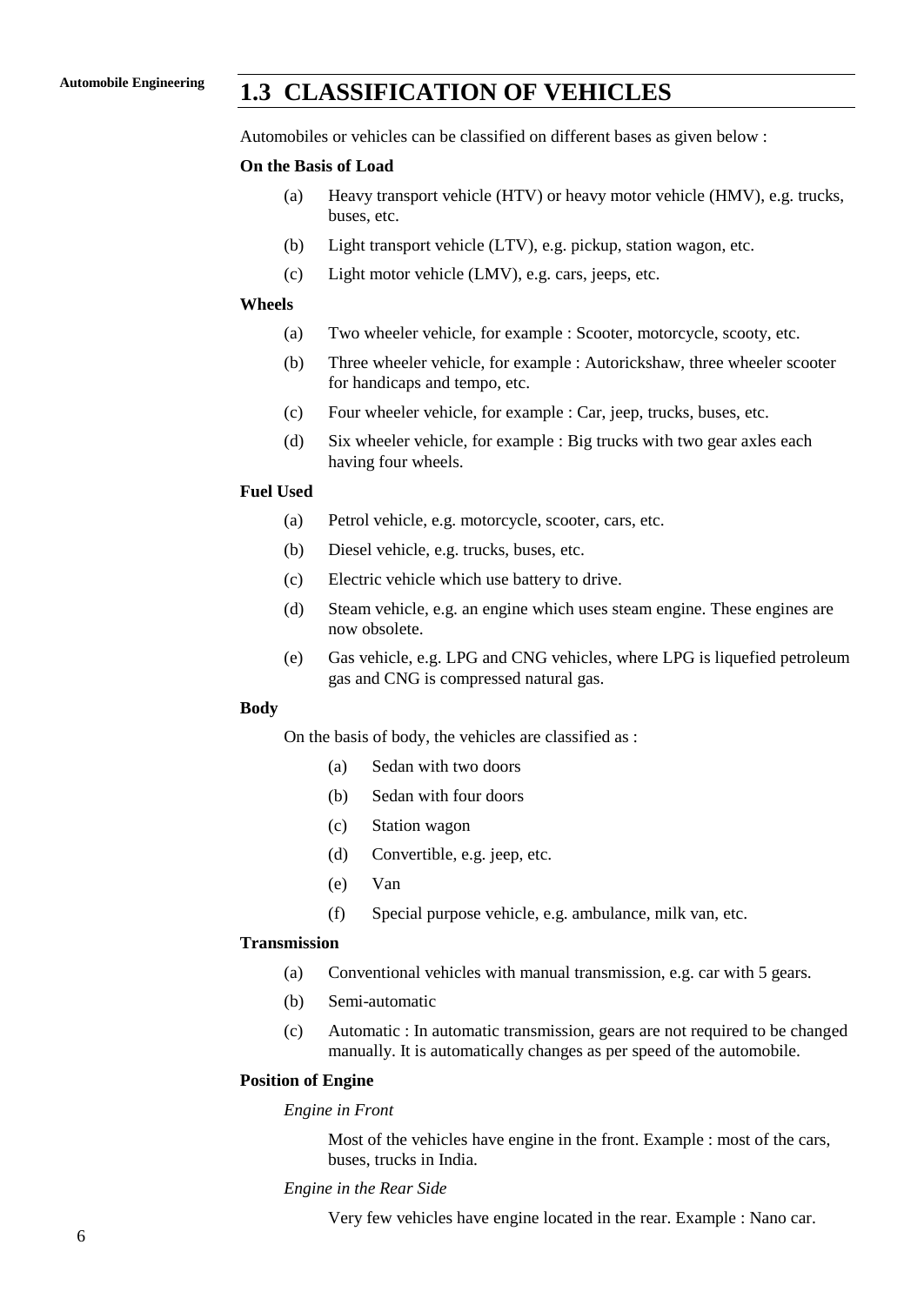## 1.3 CLASSIFICATION OF VEHICLES

Automobiles or vehicles can be classified on different bases as given below :

**On the Basis of Load**

(a) Heavy transport vehicle (HTV) or heavy motor vehicle (HMV), e.g. trucks, buses, etc.

(b) Light transport vehicle (LTV), e.g. pickup, station wagon, etc.

(c) Light motor vehicle (LMV), e.g. cars, jeeps, etc.

**Wheels**

(a) Two wheeler vehicle, for example : Scooter, motorcycle, scooty, etc.

(b) Three wheeler vehicle, for example : Autorickshaw, three wheeler scooter for handicaps and tempo, etc.

(c) Four wheeler vehicle, for example : Car, jeep, trucks, buses, etc.

(d) Six wheeler vehicle, for example : Big trucks with two gear axles each having four wheels.

**Fuel Used**

(a) Petrol vehicle, e.g. motorcycle, scooter, cars, etc.

(b) Diesel vehicle, e.g. trucks, buses, etc.

(c) Electric vehicle which use battery to drive.

(d) Steam vehicle, e.g. an engine which uses steam engine. These engines are now obsolete.

(e) Gas vehicle, e.g. LPG and CNG vehicles, where LPG is liquefied petroleum gas and CNG is compressed natural gas.

**Body**

On the basis of body, the vehicles are classified as :

(a) Sedan with two doors

(b) Sedan with four doors

(c) Station wagon

(d) Convertible, e.g. jeep, etc.

(e) Van

(f) Special purpose vehicle, e.g. ambulance, milk van, etc.

**Transmission**

(a) Conventional vehicles with manual transmission, e.g. car with 5 gears.

(b) Semi-automatic

(c) Automatic : In automatic transmission, gears are not required to be changed manually. It is automatically changes as per speed of the automobile.

**Position of Engine**

*Engine in Front*

Most of the vehicles have engine in the front. Example : most of the cars, buses, trucks in India.

*Engine in the Rear Side*

Very few vehicles have engine located in the rear. Example : Nano car.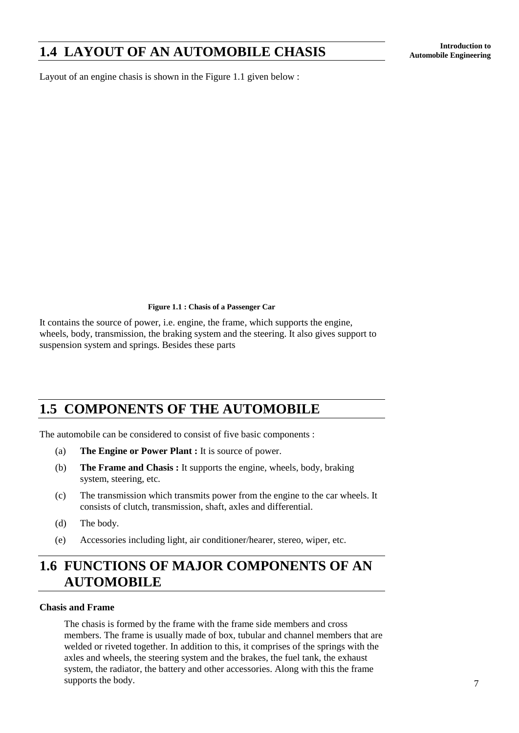## 1.4 LAYOUT OF AN AUTOMOBILE CHASIS

Layout of an engine chasis is shown in the Figure 1.1 given below :

**Figure 1.1 : Chasis of a Passenger Car**

It contains the source of power, i.e. engine, the frame, which supports the engine, wheels, body, transmission, the braking system and the steering. It also gives support to suspension system and springs. Besides these parts

## 1.5 COMPONENTS OF THE AUTOMOBILE

The automobile can be considered to consist of five basic components :

(a) **The Engine or Power Plant :** It is source of power.

(b) **The Frame and Chasis :** It supports the engine, wheels, body, braking system, steering, etc.

(c) The transmission which transmits power from the engine to the car wheels. It consists of clutch, transmission, shaft, axles and differential.

(d) The body.

(e) Accessories including light, air conditioner/hearer, stereo, wiper, etc.

## 1.6 FUNCTIONS OF MAJOR COMPONENTS OF AN AUTOMOBILE

**Chasis and Frame**

The chasis is formed by the frame with the frame side members and cross members. The frame is usually made of box, tubular and channel members that are welded or riveted together. In addition to this, it comprises of the springs with the axles and wheels, the steering system and the brakes, the fuel tank, the exhaust system, the radiator, the battery and other accessories. Along with this the frame supports the body.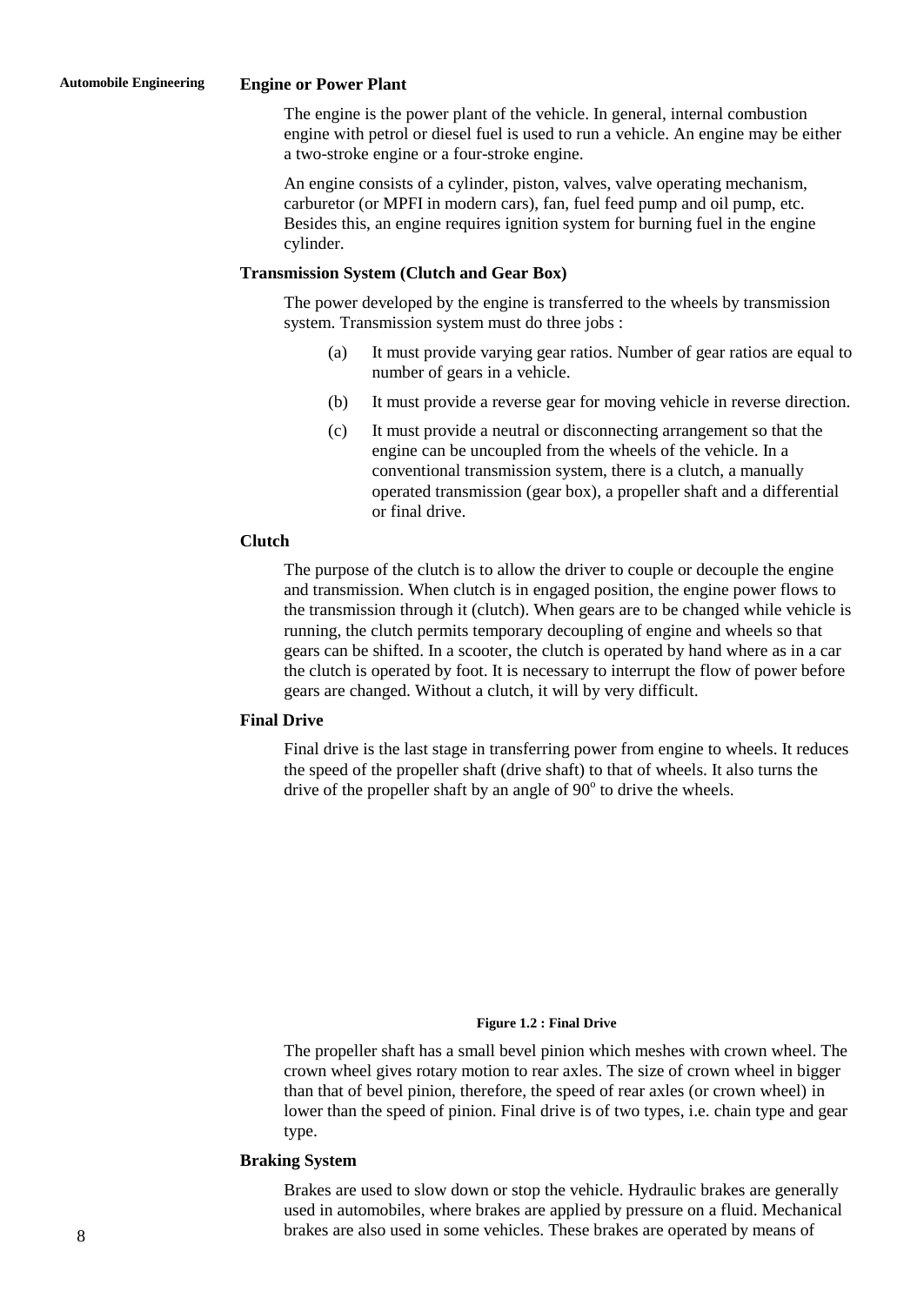## Engine or Power Plant

The engine is the power plant of the vehicle. In general, internal combustion engine with petrol or diesel fuel is used to run a vehicle. An engine may be either a two-stroke engine or a four-stroke engine.

An engine consists of a cylinder, piston, valves, valve operating mechanism, carburetor (or MPFI in modern cars), fan, fuel feed pump and oil pump, etc. Besides this, an engine requires ignition system for burning fuel in the engine cylinder.

## Transmission System (Clutch and Gear Box)

The power developed by the engine is transferred to the wheels by transmission system. Transmission system must do three jobs :

(a) It must provide varying gear ratios. Number of gear ratios are equal to number of gears in a vehicle.

(b) It must provide a reverse gear for moving vehicle in reverse direction.

(c) It must provide a neutral or disconnecting arrangement so that the engine can be uncoupled from the wheels of the vehicle. In a conventional transmission system, there is a clutch, a manually operated transmission (gear box), a propeller shaft and a differential or final drive.

## Clutch

The purpose of the clutch is to allow the driver to couple or decouple the engine and transmission. When clutch is in engaged position, the engine power flows to the transmission through it (clutch). When gears are to be changed while vehicle is running, the clutch permits temporary decoupling of engine and wheels so that gears can be shifted. In a scooter, the clutch is operated by hand where as in a car the clutch is operated by foot. It is necessary to interrupt the flow of power before gears are changed. Without a clutch, it will by very difficult.

## Final Drive

Final drive is the last stage in transferring power from engine to wheels. It reduces the speed of the propeller shaft (drive shaft) to that of wheels. It also turns the drive of the propeller shaft by an angle of $90^o$ to drive the wheels.

**Figure 1.2 : Final Drive**

The propeller shaft has a small bevel pinion which meshes with crown wheel. The crown wheel gives rotary motion to rear axles. The size of crown wheel in bigger than that of bevel pinion, therefore, the speed of rear axles (or crown wheel) in lower than the speed of pinion. Final drive is of two types, i.e. chain type and gear type.

## Braking System

Brakes are used to slow down or stop the vehicle. Hydraulic brakes are generally used in automobiles, where brakes are applied by pressure on a fluid. Mechanical brakes are also used in some vehicles. These brakes are operated by means of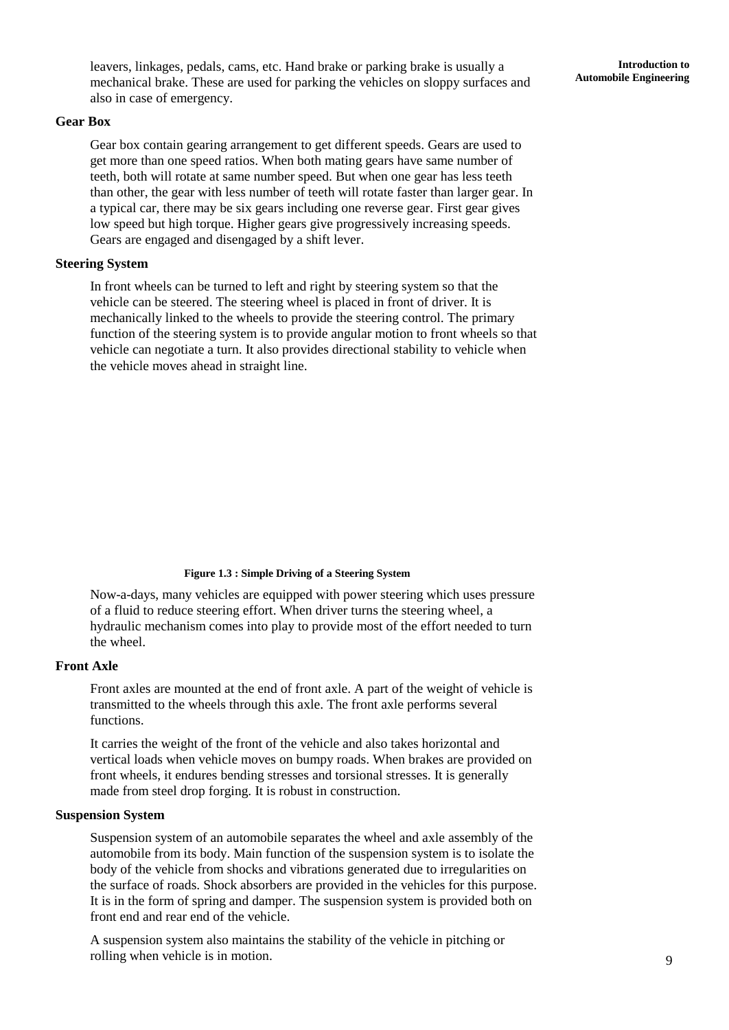leavers, linkages, pedals, cams, etc. Hand brake or parking brake is usually a mechanical brake. These are used for parking the vehicles on sloppy surfaces and also in case of emergency.

### Gear Box

Gear box contain gearing arrangement to get different speeds. Gears are used to get more than one speed ratios. When both mating gears have same number of teeth, both will rotate at same number speed. But when one gear has less teeth than other, the gear with less number of teeth will rotate faster than larger gear. In a typical car, there may be six gears including one reverse gear. First gear gives low speed but high torque. Higher gears give progressively increasing speeds. Gears are engaged and disengaged by a shift lever.

### Steering System

In front wheels can be turned to left and right by steering system so that the vehicle can be steered. The steering wheel is placed in front of driver. It is mechanically linked to the wheels to provide the steering control. The primary function of the steering system is to provide angular motion to front wheels so that vehicle can negotiate a turn. It also provides directional stability to vehicle when the vehicle moves ahead in straight line.

**Figure 1.3 : Simple Driving of a Steering System**

Now-a-days, many vehicles are equipped with power steering which uses pressure of a fluid to reduce steering effort. When driver turns the steering wheel, a hydraulic mechanism comes into play to provide most of the effort needed to turn the wheel.

### Front Axle

Front axles are mounted at the end of front axle. A part of the weight of vehicle is transmitted to the wheels through this axle. The front axle performs several functions.

It carries the weight of the front of the vehicle and also takes horizontal and vertical loads when vehicle moves on bumpy roads. When brakes are provided on front wheels, it endures bending stresses and torsional stresses. It is generally made from steel drop forging. It is robust in construction.

### Suspension System

Suspension system of an automobile separates the wheel and axle assembly of the automobile from its body. Main function of the suspension system is to isolate the body of the vehicle from shocks and vibrations generated due to irregularities on the surface of roads. Shock absorbers are provided in the vehicles for this purpose. It is in the form of spring and damper. The suspension system is provided both on front end and rear end of the vehicle.

A suspension system also maintains the stability of the vehicle in pitching or rolling when vehicle is in motion.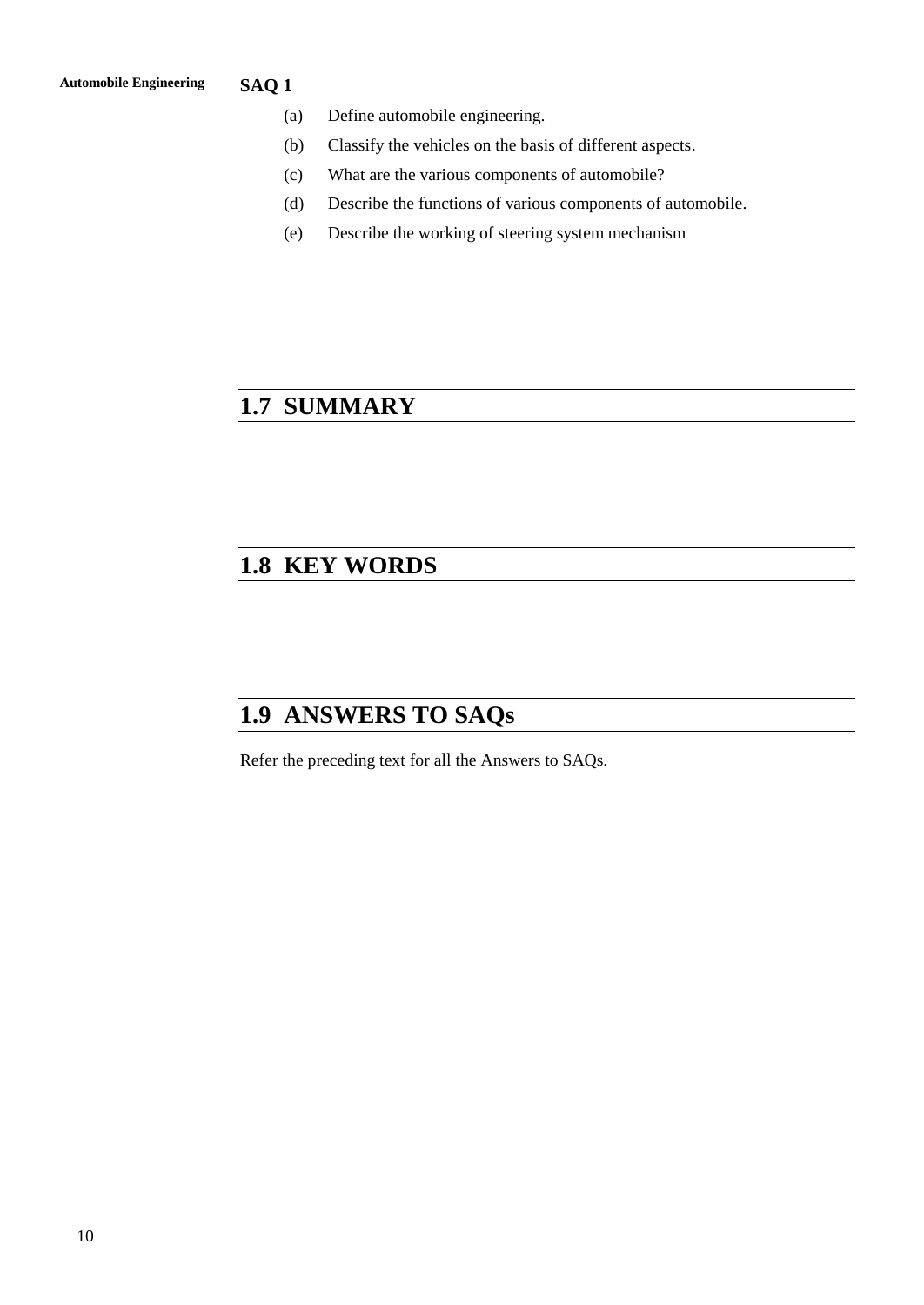**SAQ 1**

(a) Define automobile engineering.

(b) Classify the vehicles on the basis of different aspects.

(c) What are the various components of automobile?

(d) Describe the functions of various components of automobile.

(e) Describe the working of steering system mechanism

## 1.7 SUMMARY

## 1.8 KEY WORDS

## 1.9 ANSWERS TO SAQs

Refer the preceding text for all the Answers to SAQs.